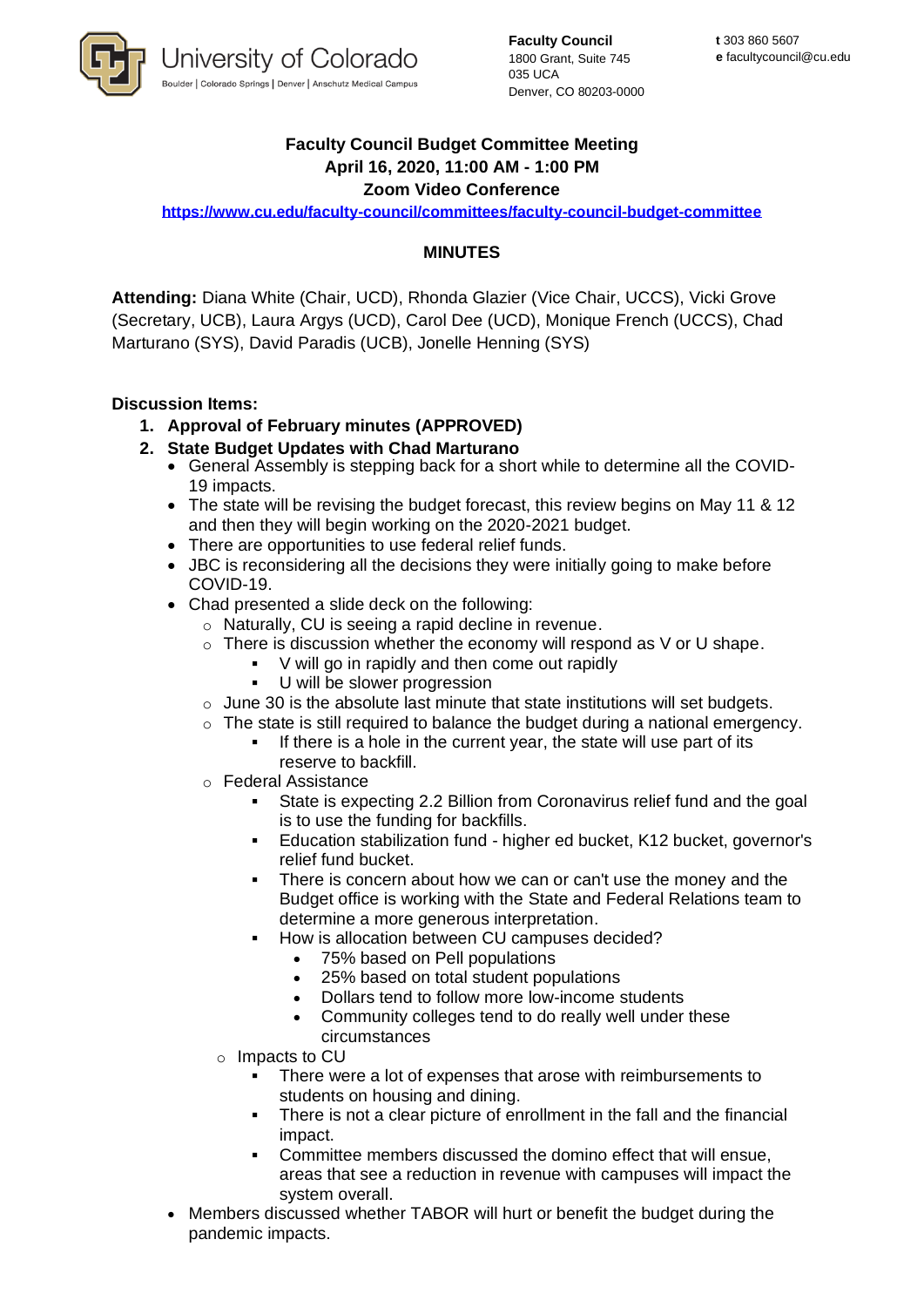University of Colorado
Boulder | Colorado Springs | Denver | Anschutz Medical Campus

**Faculty Council**
1800 Grant, Suite 745
035 UCA
Denver, CO 80203-0000

**t** 303 860 5607
**e** facultycouncil@cu.edu

# Faculty Council Budget Committee Meeting
## April 16, 2020, 11:00 AM - 1:00 PM
## Zoom Video Conference

https://www.cu.edu/faculty-council/committees/faculty-council-budget-committee

## MINUTES

**Attending:** Diana White (Chair, UCD), Rhonda Glazier (Vice Chair, UCCS), Vicki Grove (Secretary, UCB), Laura Argys (UCD), Carol Dee (UCD), Monique French (UCCS), Chad Marturano (SYS), David Paradis (UCB), Jonelle Henning (SYS)

**Discussion Items:**

1. **Approval of February minutes (APPROVED)**
2. **State Budget Updates with Chad Marturano**
   - General Assembly is stepping back for a short while to determine all the COVID-19 impacts.
   - The state will be revising the budget forecast, this review begins on May 11 & 12 and then they will begin working on the 2020-2021 budget.
   - There are opportunities to use federal relief funds.
   - JBC is reconsidering all the decisions they were initially going to make before COVID-19.
   - Chad presented a slide deck on the following:
     - Naturally, CU is seeing a rapid decline in revenue.
     - There is discussion whether the economy will respond as V or U shape.
       - V will go in rapidly and then come out rapidly
       - U will be slower progression
     - June 30 is the absolute last minute that state institutions will set budgets.
     - The state is still required to balance the budget during a national emergency.
       - If there is a hole in the current year, the state will use part of its reserve to backfill.
     - Federal Assistance
       - State is expecting 2.2 Billion from Coronavirus relief fund and the goal is to use the funding for backfills.
       - Education stabilization fund - higher ed bucket, K12 bucket, governor's relief fund bucket.
       - There is concern about how we can or can't use the money and the Budget office is working with the State and Federal Relations team to determine a more generous interpretation.
       - How is allocation between CU campuses decided?
         - 75% based on Pell populations
         - 25% based on total student populations
         - Dollars tend to follow more low-income students
         - Community colleges tend to do really well under these circumstances
     - Impacts to CU
       - There were a lot of expenses that arose with reimbursements to students on housing and dining.
       - There is not a clear picture of enrollment in the fall and the financial impact.
       - Committee members discussed the domino effect that will ensue, areas that see a reduction in revenue with campuses will impact the system overall.
   - Members discussed whether TABOR will hurt or benefit the budget during the pandemic impacts.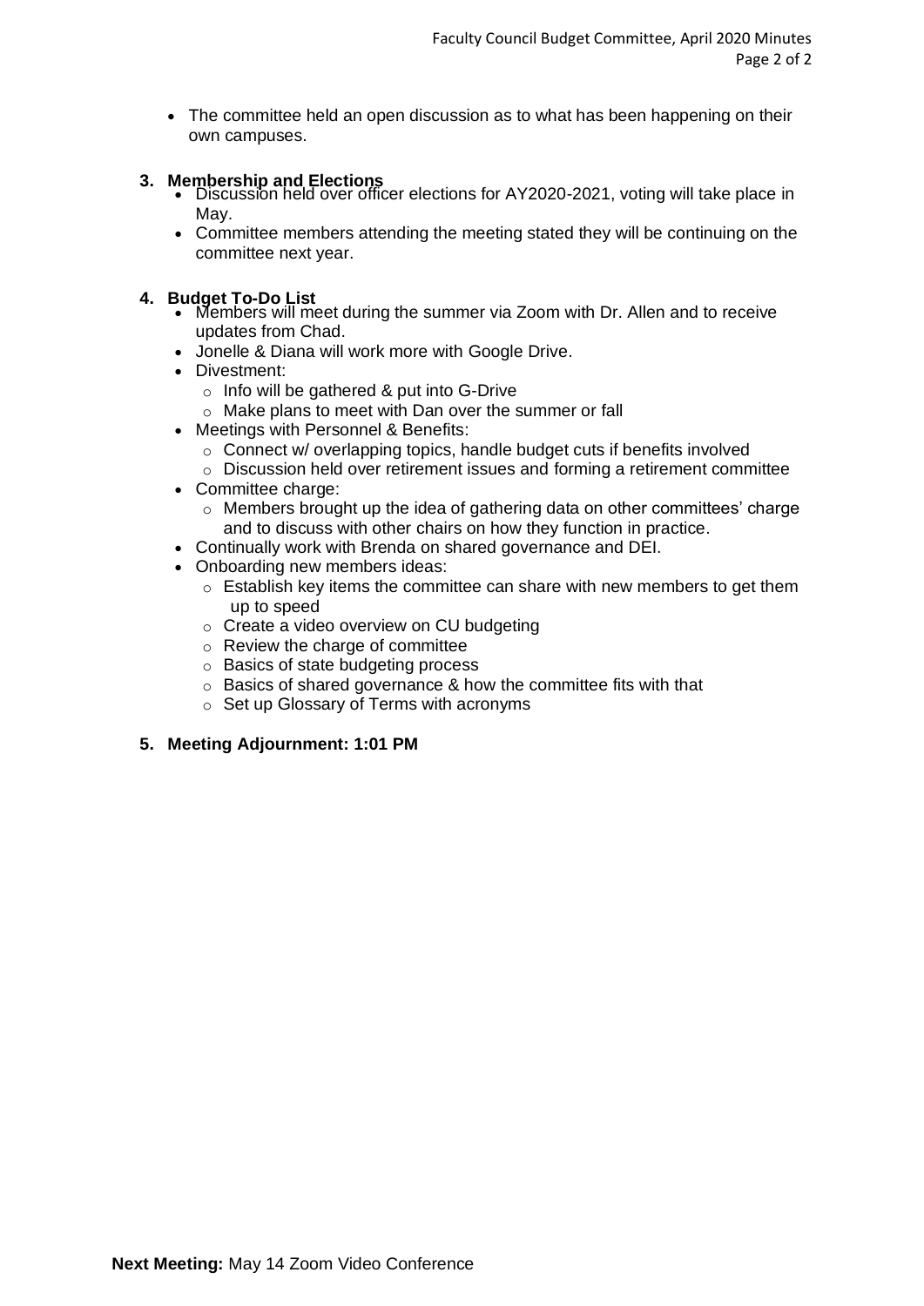- The committee held an open discussion as to what has been happening on their own campuses.

**3. Membership and Elections**

- Discussion held over officer elections for AY2020-2021, voting will take place in May.
- Committee members attending the meeting stated they will be continuing on the committee next year.

**4. Budget To-Do List**

- Members will meet during the summer via Zoom with Dr. Allen and to receive updates from Chad.
- Jonelle & Diana will work more with Google Drive.
- Divestment:
  - Info will be gathered & put into G-Drive
  - Make plans to meet with Dan over the summer or fall
- Meetings with Personnel & Benefits:
  - Connect w/ overlapping topics, handle budget cuts if benefits involved
  - Discussion held over retirement issues and forming a retirement committee
- Committee charge:
  - Members brought up the idea of gathering data on other committees' charge and to discuss with other chairs on how they function in practice.
- Continually work with Brenda on shared governance and DEI.
- Onboarding new members ideas:
  - Establish key items the committee can share with new members to get them up to speed
  - Create a video overview on CU budgeting
  - Review the charge of committee
  - Basics of state budgeting process
  - Basics of shared governance & how the committee fits with that
  - Set up Glossary of Terms with acronyms

**5. Meeting Adjournment: 1:01 PM**

**Next Meeting:** May 14 Zoom Video Conference